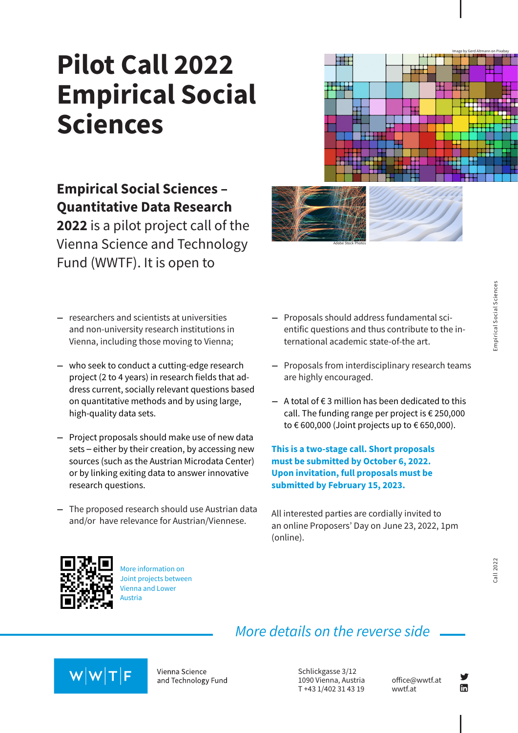# Pilot Call 2022 Empirical Social Sciences

Image by Gerd Altmann on Pixabay

Adobe Stock Photos

**Empirical Social Sciences – Quantitative Data Research 2022** is a pilot project call of the Vienna Science and Technology Fund (WWTF). It is open to

- researchers and scientists at universities and non-university research institutions in Vienna, including those moving to Vienna;
- who seek to conduct a cutting-edge research project (2 to 4 years) in research fields that address current, socially relevant questions based on quantitative methods and by using large, high-quality data sets.
- Project proposals should make use of new data sets – either by their creation, by accessing new sources (such as the Austrian Microdata Center) or by linking exiting data to answer innovative research questions.
- The proposed research should use Austrian data and/or have relevance for Austrian/Viennese.
- Proposals should address fundamental scientific questions and thus contribute to the international academic state-of-the art.
- Proposals from interdisciplinary research teams are highly encouraged.
- A total of € 3 million has been dedicated to this call. The funding range per project is € 250,000 to € 600,000 (Joint projects up to € 650,000).

**This is a two-stage call. Short proposals must be submitted by October 6, 2022. Upon invitation, full proposals must be submitted by February 15, 2023.**

All interested parties are cordially invited to an online Proposers' Day on June 23, 2022, 1pm (online).

More information on Joint projects between Vienna and Lower Austria

*More details on the reverse side*

WWTF

Vienna Science and Technology Fund

Schlickgasse 3/12
1090 Vienna, Austria
T +43 1/402 31 43 19

office@wwtf.at
wwtf.at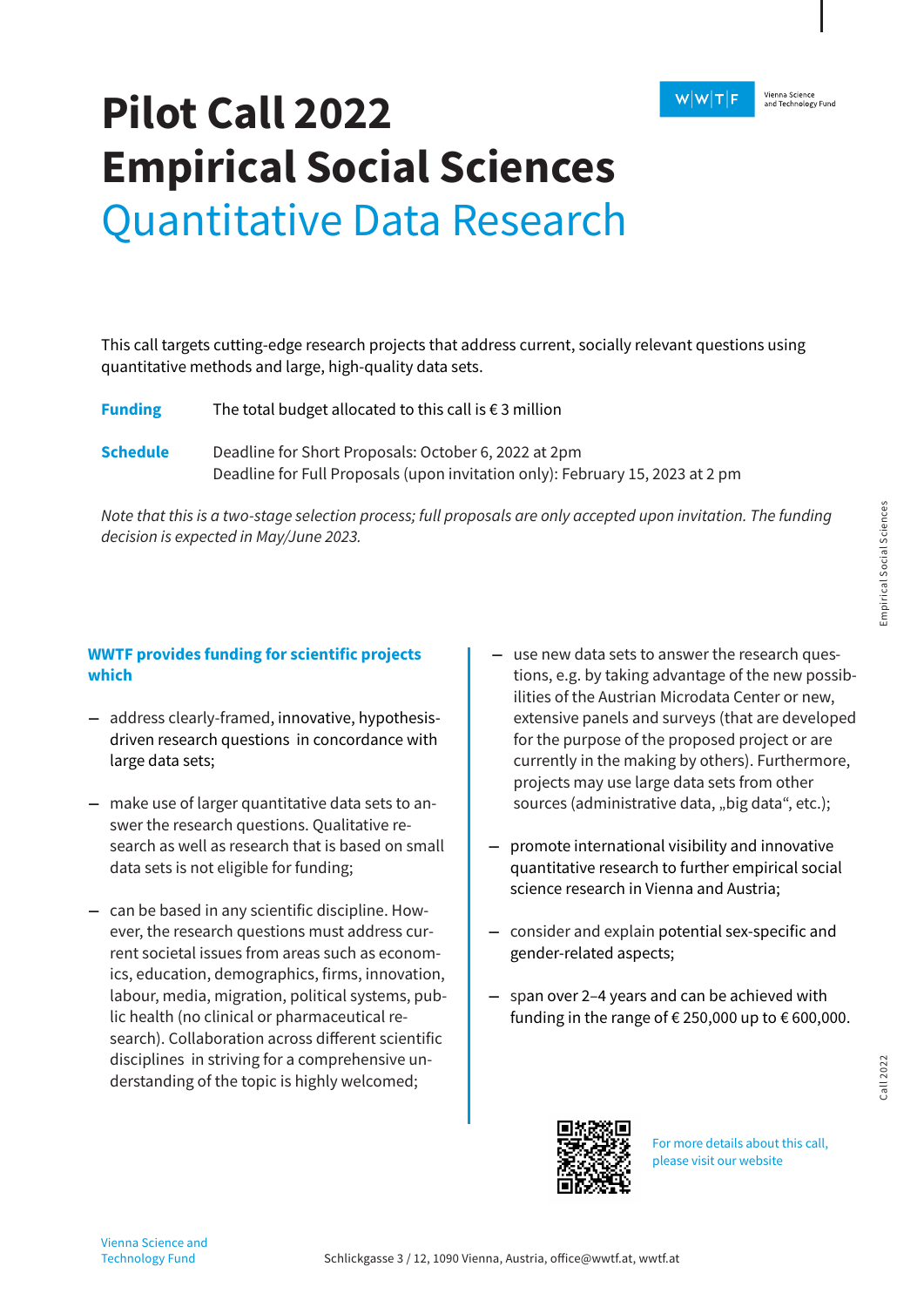# Pilot Call 2022
# Empirical Social Sciences
## Quantitative Data Research

This call targets cutting-edge research projects that address current, socially relevant questions using quantitative methods and large, high-quality data sets.

**Funding** The total budget allocated to this call is € 3 million

**Schedule** Deadline for Short Proposals: October 6, 2022 at 2pm
Deadline for Full Proposals (upon invitation only): February 15, 2023 at 2 pm

*Note that this is a two-stage selection process; full proposals are only accepted upon invitation. The funding decision is expected in May/June 2023.*

### WWTF provides funding for scientific projects which

- address clearly-framed, innovative, hypothesis-driven research questions in concordance with large data sets;
- make use of larger quantitative data sets to answer the research questions. Qualitative research as well as research that is based on small data sets is not eligible for funding;
- can be based in any scientific discipline. However, the research questions must address current societal issues from areas such as economics, education, demographics, firms, innovation, labour, media, migration, political systems, public health (no clinical or pharmaceutical research). Collaboration across different scientific disciplines in striving for a comprehensive understanding of the topic is highly welcomed;
- use new data sets to answer the research questions, e.g. by taking advantage of the new possibilities of the Austrian Microdata Center or new, extensive panels and surveys (that are developed for the purpose of the proposed project or are currently in the making by others). Furthermore, projects may use large data sets from other sources (administrative data, „big data“, etc.);
- promote international visibility and innovative quantitative research to further empirical social science research in Vienna and Austria;
- consider and explain potential sex-specific and gender-related aspects;
- span over 2–4 years and can be achieved with funding in the range of € 250,000 up to € 600,000.

For more details about this call, please visit our website

Vienna Science and Technology Fund

Schlickgasse 3 / 12, 1090 Vienna, Austria, office@wwtf.at, wwtf.at